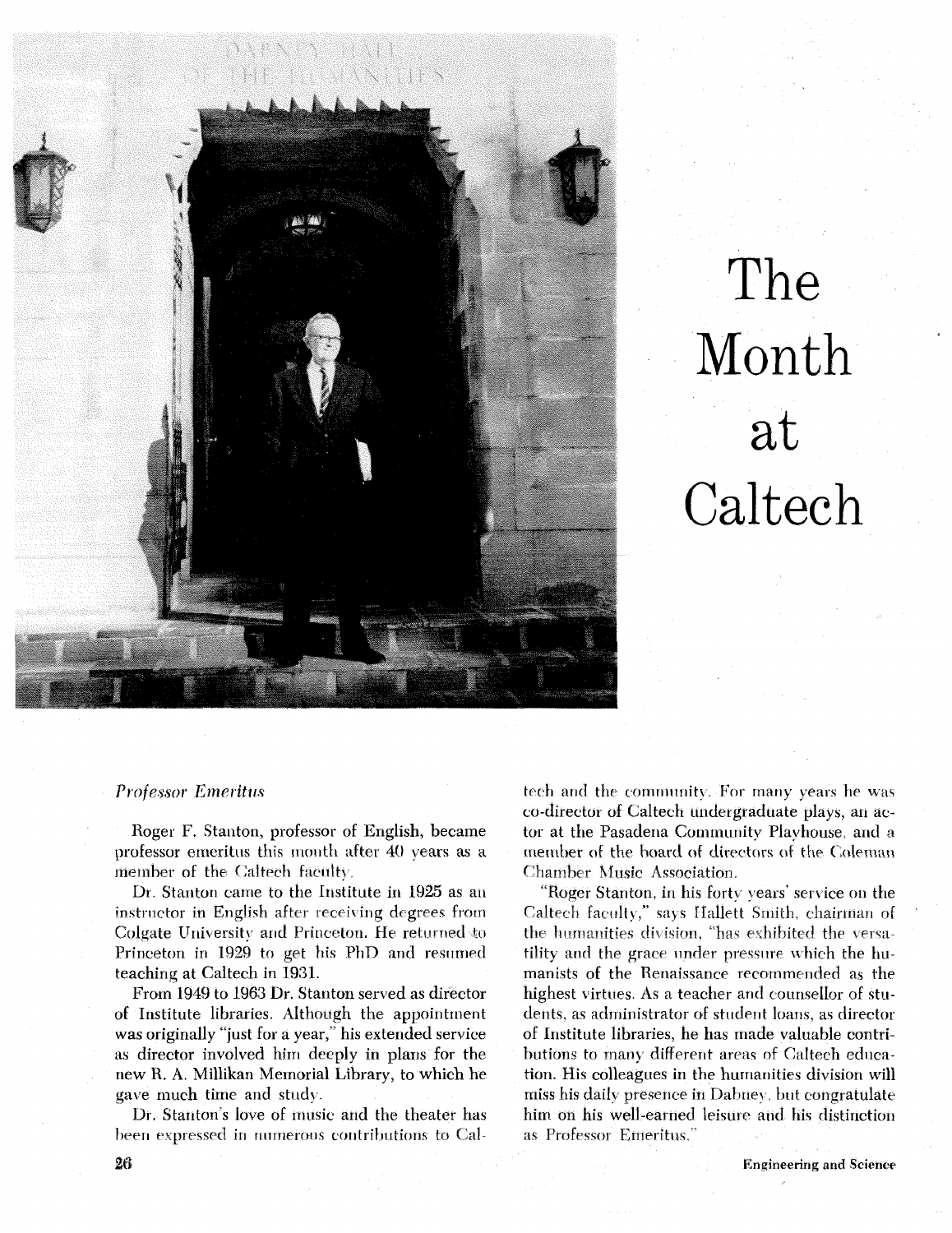# The Month at Caltech

## *Professor Emeritus*

Roger F. Stanton, professor of English, became professor emeritus this month after 40 years as a member of the Caltech faculty.

Dr. Stanton came to the Institute in 1925 as an instructor in English after receiving degrees from Colgate University and Princeton. He returned to Princeton in 1929 to get his PhD and resumed teaching at Caltech in 1931.

From 1949 to 1963 Dr. Stanton served as director of Institute libraries. Although the appointment was originally "just for a year," his extended service as director involved him deeply in plans for the new R. A. Millikan Memorial Library, to which he gave much time and study.

Dr. Stanton's love of music and the theater has been expressed in numerous contributions to Caltech and the community. For many years he was co-director of Caltech undergraduate plays, an actor at the Pasadena Community Playhouse, and a member of the board of directors of the Coleman Chamber Music Association.

"Roger Stanton, in his forty years' service on the Caltech faculty," says Hallett Smith, chairman of the humanities division, "has exhibited the versatility and the grace under pressure which the humanists of the Renaissance recommended as the highest virtues. As a teacher and counsellor of students, as administrator of student loans, as director of Institute libraries, he has made valuable contributions to many different areas of Caltech education. His colleagues in the humanities division will miss his daily presence in Dabney, but congratulate him on his well-earned leisure and his distinction as Professor Emeritus."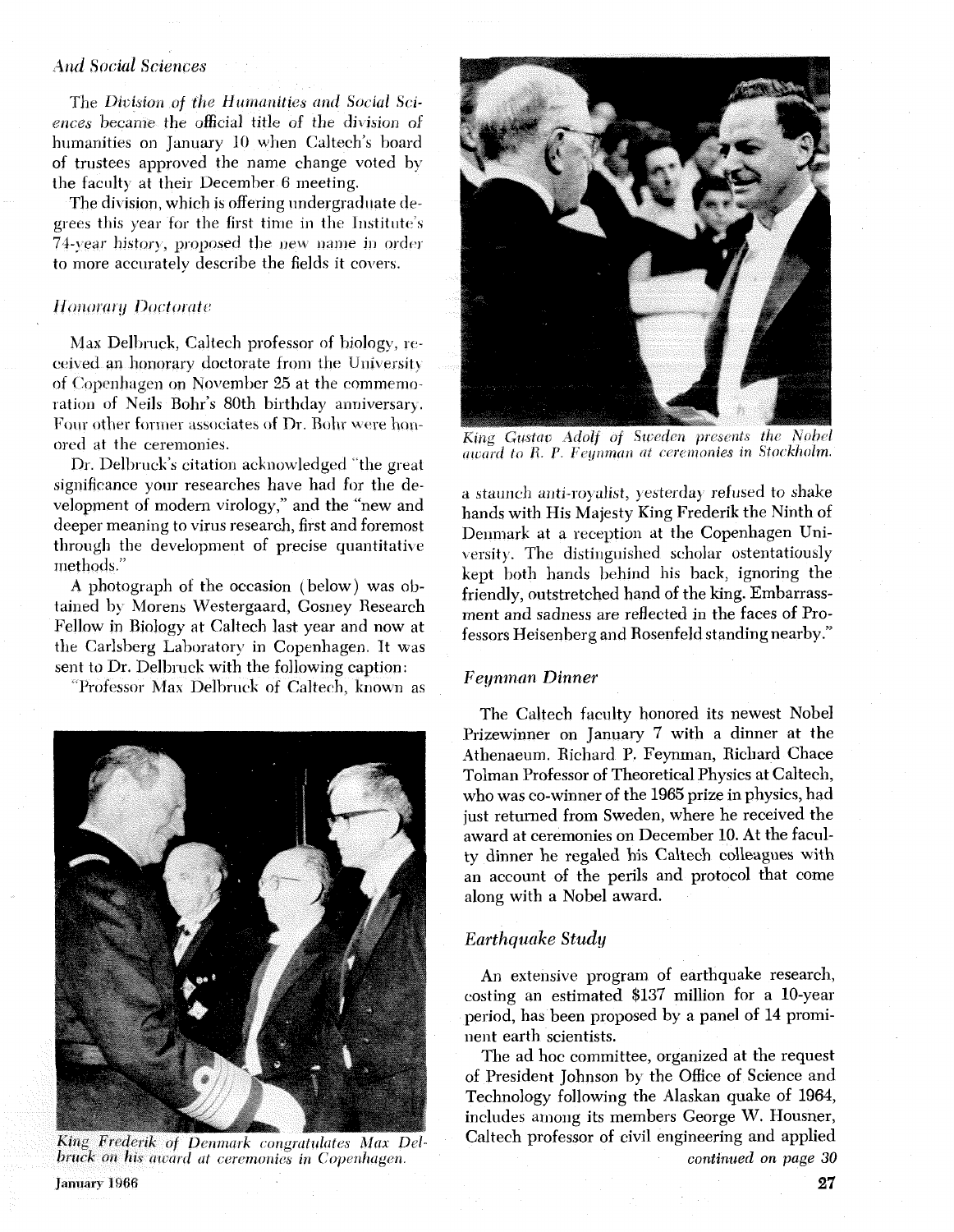### *And Social Sciences*

The *Division of the Humanities and Social Sciences* became the official title of the division of humanities on January 10 when Caltech's board of trustees approved the name change voted by the faculty at their December 6 meeting.

The division, which is offering undergraduate degrees this year for the first time in the Institute's 74-year history, proposed the new name in order to more accurately describe the fields it covers.

### *Honorary Doctorate*

Max Delbruck, Caltech professor of biology, received an honorary doctorate from the University of Copenhagen on November 25 at the commemoration of Neils Bohr's 80th birthday anniversary. Four other former associates of Dr. Bohr were honored at the ceremonies.

Dr. Delbruck's citation acknowledged "the great significance your researches have had for the development of modern virology," and the "new and deeper meaning to virus research, first and foremost through the development of precise quantitative methods."

A photograph of the occasion (below) was obtained by Morens Westergaard, Gosney Research Fellow in Biology at Caltech last year and now at the Carlsberg Laboratory in Copenhagen. It was sent to Dr. Delbruck with the following caption:

"Professor Max Delbruck of Caltech, known as a staunch anti-royalist, yesterday refused to shake hands with His Majesty King Frederik the Ninth of Denmark at a reception at the Copenhagen University. The distinguished scholar ostentatiously kept both hands behind his back, ignoring the friendly, outstretched hand of the king. Embarrassment and sadness are reflected in the faces of Professors Heisenberg and Rosenfeld standing nearby."

*King Frederik of Denmark congratulates Max Delbruck on his award at ceremonies in Copenhagen.*

*King Gustav Adolf of Sweden presents the Nobel award to R. P. Feynman at ceremonies in Stockholm.*

### *Feynman Dinner*

The Caltech faculty honored its newest Nobel Prizewinner on January 7 with a dinner at the Athenaeum. Richard P. Feynman, Richard Chace Tolman Professor of Theoretical Physics at Caltech, who was co-winner of the 1965 prize in physics, had just returned from Sweden, where he received the award at ceremonies on December 10. At the faculty dinner he regaled his Caltech colleagues with an account of the perils and protocol that come along with a Nobel award.

### *Earthquake Study*

An extensive program of earthquake research, costing an estimated $137 million for a 10-year period, has been proposed by a panel of 14 prominent earth scientists.

The ad hoc committee, organized at the request of President Johnson by the Office of Science and Technology following the Alaskan quake of 1964, includes among its members George W. Housner, Caltech professor of civil engineering and applied

*continued on page 30*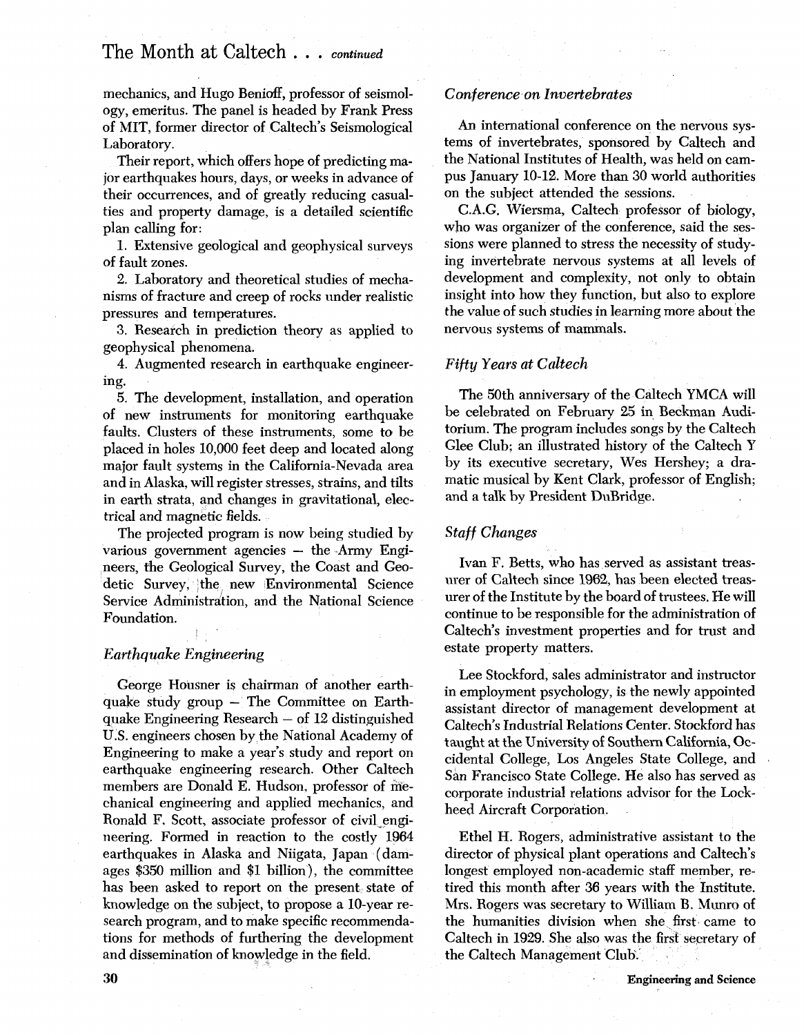mechanics, and Hugo Benioff, professor of seismology, emeritus. The panel is headed by Frank Press of MIT, former director of Caltech's Seismological Laboratory.

Their report, which offers hope of predicting major earthquakes hours, days, or weeks in advance of their occurrences, and of greatly reducing casualties and property damage, is a detailed scientific plan calling for:

1. Extensive geological and geophysical surveys of fault zones.
2. Laboratory and theoretical studies of mechanisms of fracture and creep of rocks under realistic pressures and temperatures.
3. Research in prediction theory as applied to geophysical phenomena.
4. Augmented research in earthquake engineering.
5. The development, installation, and operation of new instruments for monitoring earthquake faults. Clusters of these instruments, some to be placed in holes 10,000 feet deep and located along major fault systems in the California-Nevada area and in Alaska, will register stresses, strains, and tilts in earth strata, and changes in gravitational, electrical and magnetic fields.

The projected program is now being studied by various government agencies — the Army Engineers, the Geological Survey, the Coast and Geodetic Survey, the new Environmental Science Service Administration, and the National Science Foundation.

### *Earthquake Engineering*

George Housner is chairman of another earthquake study group — The Committee on Earthquake Engineering Research — of 12 distinguished U.S. engineers chosen by the National Academy of Engineering to make a year's study and report on earthquake engineering research. Other Caltech members are Donald E. Hudson, professor of mechanical engineering and applied mechanics, and Ronald F. Scott, associate professor of civil engineering. Formed in reaction to the costly 1964 earthquakes in Alaska and Niigata, Japan (damages $350 million and $1 billion), the committee has been asked to report on the present state of knowledge on the subject, to propose a 10-year research program, and to make specific recommendations for methods of furthering the development and dissemination of knowledge in the field.

### *Conference on Invertebrates*

An international conference on the nervous systems of invertebrates, sponsored by Caltech and the National Institutes of Health, was held on campus January 10-12. More than 30 world authorities on the subject attended the sessions.

C.A.G. Wiersma, Caltech professor of biology, who was organizer of the conference, said the sessions were planned to stress the necessity of studying invertebrate nervous systems at all levels of development and complexity, not only to obtain insight into how they function, but also to explore the value of such studies in learning more about the nervous systems of mammals.

### *Fifty Years at Caltech*

The 50th anniversary of the Caltech YMCA will be celebrated on February 25 in Beckman Auditorium. The program includes songs by the Caltech Glee Club; an illustrated history of the Caltech Y by its executive secretary, Wes Hershey; a dramatic musical by Kent Clark, professor of English; and a talk by President DuBridge.

### *Staff Changes*

Ivan F. Betts, who has served as assistant treasurer of Caltech since 1962, has been elected treasurer of the Institute by the board of trustees. He will continue to be responsible for the administration of Caltech's investment properties and for trust and estate property matters.

Lee Stockford, sales administrator and instructor in employment psychology, is the newly appointed assistant director of management development at Caltech's Industrial Relations Center. Stockford has taught at the University of Southern California, Occidental College, Los Angeles State College, and San Francisco State College. He also has served as corporate industrial relations advisor for the Lockheed Aircraft Corporation.

Ethel H. Rogers, administrative assistant to the director of physical plant operations and Caltech's longest employed non-academic staff member, retired this month after 36 years with the Institute. Mrs. Rogers was secretary to William B. Munro of the humanities division when she first came to Caltech in 1929. She also was the first secretary of the Caltech Management Club.